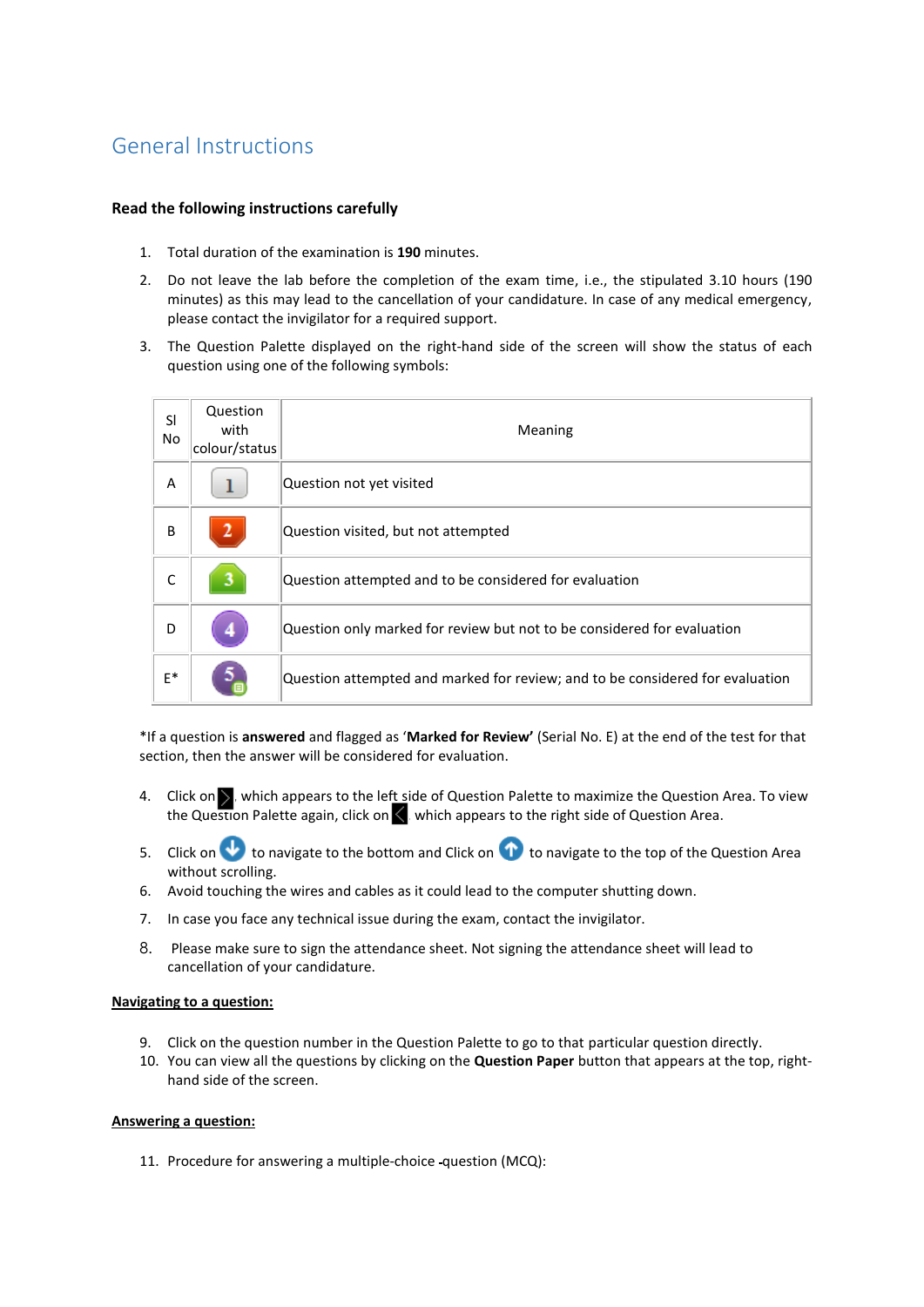# General Instructions

**Read the following instructions carefully**

1. Total duration of the examination is **190** minutes.
2. Do not leave the lab before the completion of the exam time, i.e., the stipulated 3.10 hours (190 minutes) as this may lead to the cancellation of your candidature. In case of any medical emergency, please contact the invigilator for a required support.
3. The Question Palette displayed on the right-hand side of the screen will show the status of each question using one of the following symbols:

| Sl No | Question with colour/status | Meaning |
|---|---|---|
| A | 1 | Question not yet visited |
| B | 2 | Question visited, but not attempted |
| C | 3 | Question attempted and to be considered for evaluation |
| D | 4 | Question only marked for review but not to be considered for evaluation |
| E* | 5 | Question attempted and marked for review; and to be considered for evaluation |

*If a question is **answered** and flagged as '**Marked for Review'** (Serial No. E) at the end of the test for that section, then the answer will be considered for evaluation.

4. Click on > which appears to the left side of Question Palette to maximize the Question Area. To view the Question Palette again, click on < which appears to the right side of Question Area.
5. Click on ↓ to navigate to the bottom and Click on ↑ to navigate to the top of the Question Area without scrolling.
6. Avoid touching the wires and cables as it could lead to the computer shutting down.
7. In case you face any technical issue during the exam, contact the invigilator.
8. Please make sure to sign the attendance sheet. Not signing the attendance sheet will lead to cancellation of your candidature.

**<u>Navigating to a question:</u>**

9. Click on the question number in the Question Palette to go to that particular question directly.
10. You can view all the questions by clicking on the **Question Paper** button that appears at the top, right-hand side of the screen.

**<u>Answering a question:</u>**

11. Procedure for answering a multiple-choice -question (MCQ):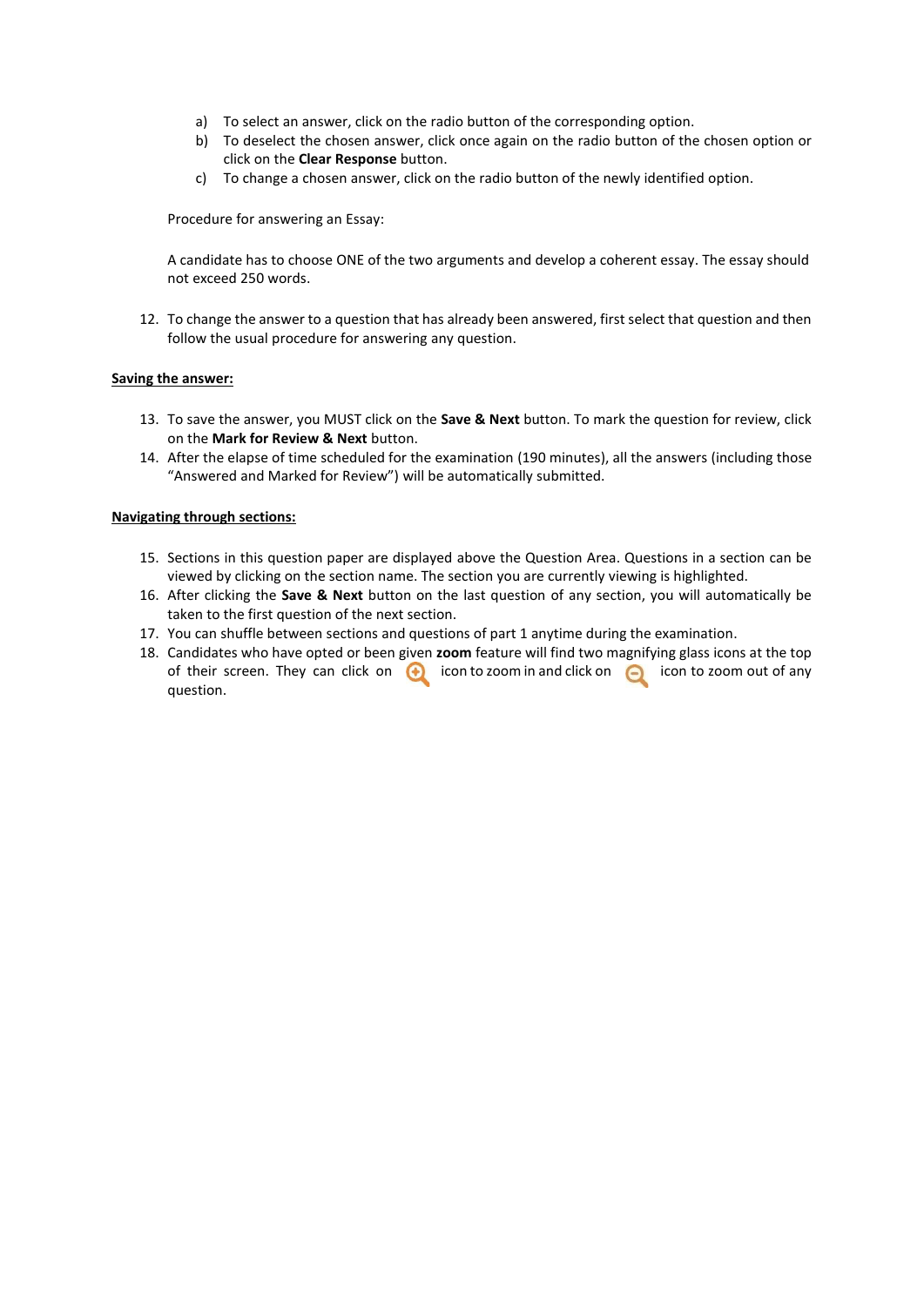a) To select an answer, click on the radio button of the corresponding option.
b) To deselect the chosen answer, click once again on the radio button of the chosen option or click on the **Clear Response** button.
c) To change a chosen answer, click on the radio button of the newly identified option.

Procedure for answering an Essay:

A candidate has to choose ONE of the two arguments and develop a coherent essay. The essay should not exceed 250 words.

12. To change the answer to a question that has already been answered, first select that question and then follow the usual procedure for answering any question.

**Saving the answer:**

13. To save the answer, you MUST click on the **Save & Next** button. To mark the question for review, click on the **Mark for Review & Next** button.
14. After the elapse of time scheduled for the examination (190 minutes), all the answers (including those "Answered and Marked for Review") will be automatically submitted.

**Navigating through sections:**

15. Sections in this question paper are displayed above the Question Area. Questions in a section can be viewed by clicking on the section name. The section you are currently viewing is highlighted.
16. After clicking the **Save & Next** button on the last question of any section, you will automatically be taken to the first question of the next section.
17. You can shuffle between sections and questions of part 1 anytime during the examination.
18. Candidates who have opted or been given **zoom** feature will find two magnifying glass icons at the top of their screen. They can click on icon to zoom in and click on icon to zoom out of any question.